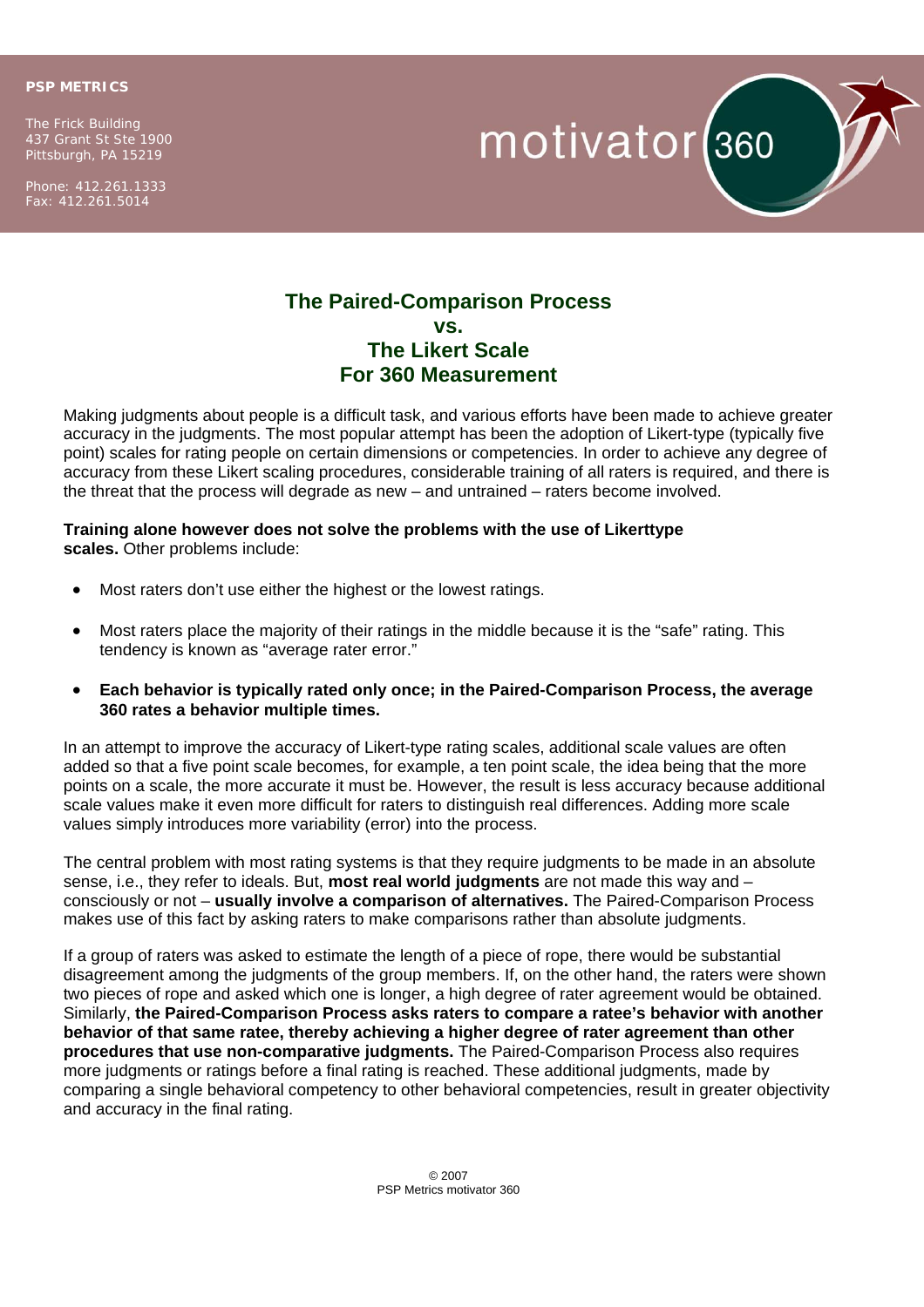**PSP METRICS**

The Frick Building
437 Grant St Ste 1900
Pittsburgh, PA 15219

Phone: 412.261.1333
Fax: 412.261.5014

motivator 360

# The Paired-Comparison Process vs. The Likert Scale For 360 Measurement

Making judgments about people is a difficult task, and various efforts have been made to achieve greater accuracy in the judgments. The most popular attempt has been the adoption of Likert-type (typically five point) scales for rating people on certain dimensions or competencies. In order to achieve any degree of accuracy from these Likert scaling procedures, considerable training of all raters is required, and there is the threat that the process will degrade as new – and untrained – raters become involved.

**Training alone however does not solve the problems with the use of Likerttype scales.** Other problems include:

- Most raters don't use either the highest or the lowest ratings.
- Most raters place the majority of their ratings in the middle because it is the "safe" rating. This tendency is known as "average rater error."
- **Each behavior is typically rated only once; in the Paired-Comparison Process, the average 360 rates a behavior multiple times.**

In an attempt to improve the accuracy of Likert-type rating scales, additional scale values are often added so that a five point scale becomes, for example, a ten point scale, the idea being that the more points on a scale, the more accurate it must be. However, the result is less accuracy because additional scale values make it even more difficult for raters to distinguish real differences. Adding more scale values simply introduces more variability (error) into the process.

The central problem with most rating systems is that they require judgments to be made in an absolute sense, i.e., they refer to ideals. But, **most real world judgments** are not made this way and – consciously or not – **usually involve a comparison of alternatives.** The Paired-Comparison Process makes use of this fact by asking raters to make comparisons rather than absolute judgments.

If a group of raters was asked to estimate the length of a piece of rope, there would be substantial disagreement among the judgments of the group members. If, on the other hand, the raters were shown two pieces of rope and asked which one is longer, a high degree of rater agreement would be obtained. Similarly, **the Paired-Comparison Process asks raters to compare a ratee's behavior with another behavior of that same ratee, thereby achieving a higher degree of rater agreement than other procedures that use non-comparative judgments.** The Paired-Comparison Process also requires more judgments or ratings before a final rating is reached. These additional judgments, made by comparing a single behavioral competency to other behavioral competencies, result in greater objectivity and accuracy in the final rating.

© 2007
PSP Metrics motivator 360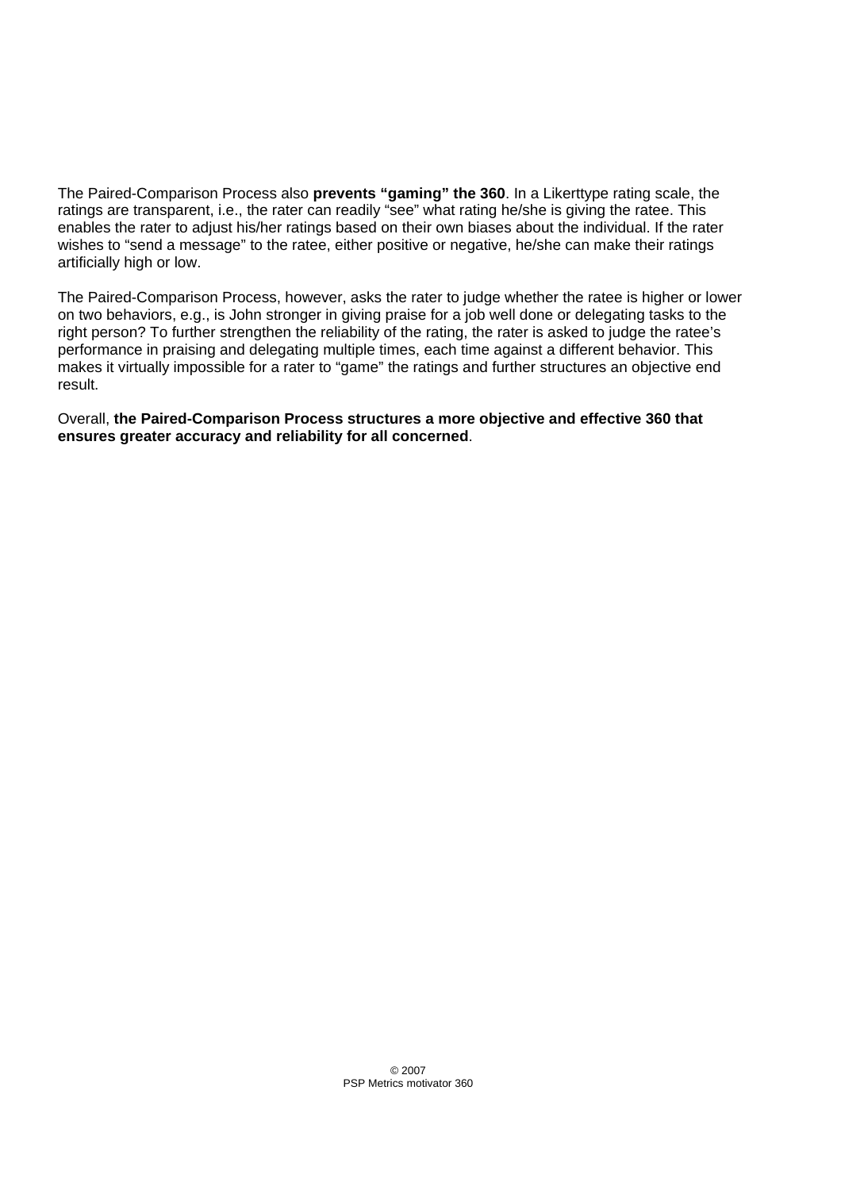The Paired-Comparison Process also **prevents "gaming" the 360**. In a Likerttype rating scale, the ratings are transparent, i.e., the rater can readily "see" what rating he/she is giving the ratee. This enables the rater to adjust his/her ratings based on their own biases about the individual. If the rater wishes to "send a message" to the ratee, either positive or negative, he/she can make their ratings artificially high or low.

The Paired-Comparison Process, however, asks the rater to judge whether the ratee is higher or lower on two behaviors, e.g., is John stronger in giving praise for a job well done or delegating tasks to the right person? To further strengthen the reliability of the rating, the rater is asked to judge the ratee's performance in praising and delegating multiple times, each time against a different behavior. This makes it virtually impossible for a rater to "game" the ratings and further structures an objective end result.

Overall, **the Paired-Comparison Process structures a more objective and effective 360 that ensures greater accuracy and reliability for all concerned**.